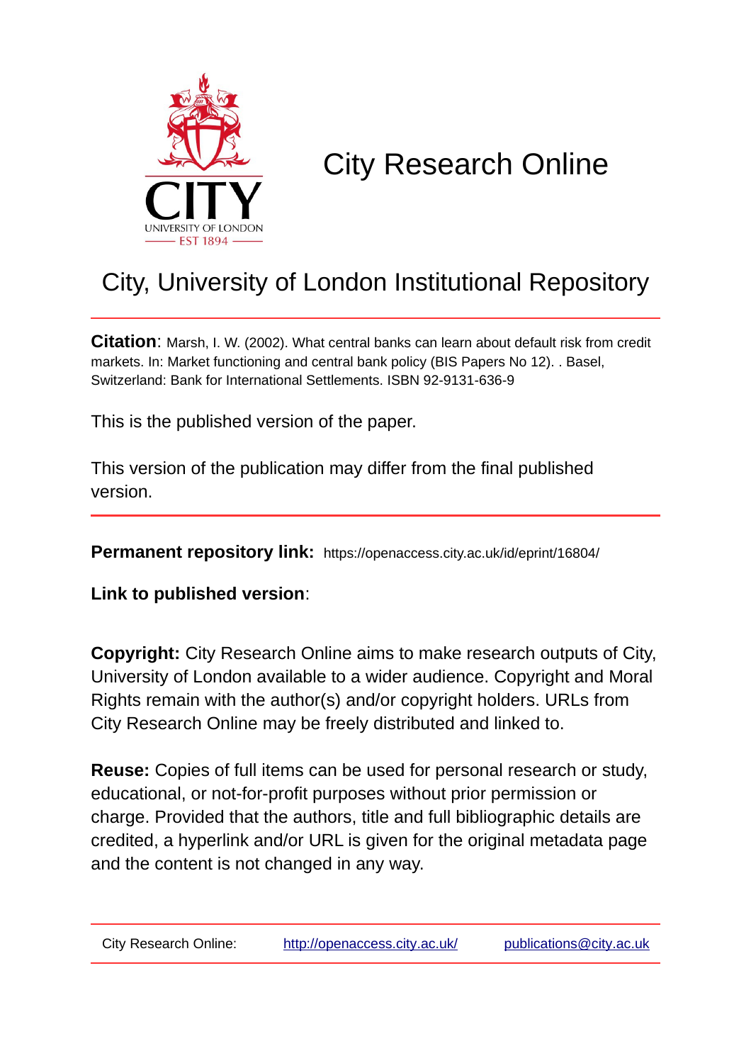# City Research Online

## City, University of London Institutional Repository

**Citation**: Marsh, I. W. (2002). What central banks can learn about default risk from credit markets. In: Market functioning and central bank policy (BIS Papers No 12). . Basel, Switzerland: Bank for International Settlements. ISBN 92-9131-636-9

This is the published version of the paper.

This version of the publication may differ from the final published version.

**Permanent repository link:** https://openaccess.city.ac.uk/id/eprint/16804/

**Link to published version**:

**Copyright:** City Research Online aims to make research outputs of City, University of London available to a wider audience. Copyright and Moral Rights remain with the author(s) and/or copyright holders. URLs from City Research Online may be freely distributed and linked to.

**Reuse:** Copies of full items can be used for personal research or study, educational, or not-for-profit purposes without prior permission or charge. Provided that the authors, title and full bibliographic details are credited, a hyperlink and/or URL is given for the original metadata page and the content is not changed in any way.

City Research Online: http://openaccess.city.ac.uk/ publications@city.ac.uk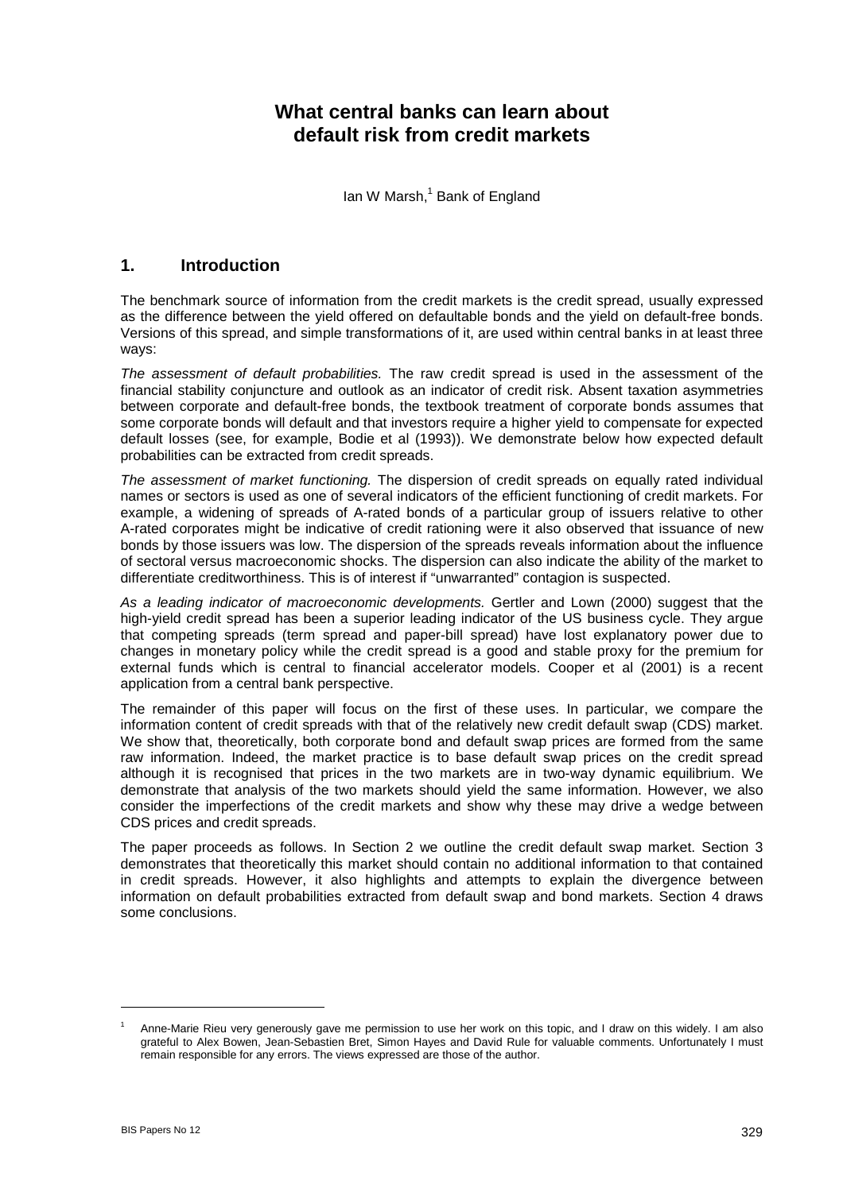# What central banks can learn about default risk from credit markets

Ian W Marsh,[1] Bank of England

## 1. Introduction

The benchmark source of information from the credit markets is the credit spread, usually expressed as the difference between the yield offered on defaultable bonds and the yield on default-free bonds. Versions of this spread, and simple transformations of it, are used within central banks in at least three ways:

*The assessment of default probabilities.* The raw credit spread is used in the assessment of the financial stability conjuncture and outlook as an indicator of credit risk. Absent taxation asymmetries between corporate and default-free bonds, the textbook treatment of corporate bonds assumes that some corporate bonds will default and that investors require a higher yield to compensate for expected default losses (see, for example, Bodie et al (1993)). We demonstrate below how expected default probabilities can be extracted from credit spreads.

*The assessment of market functioning.* The dispersion of credit spreads on equally rated individual names or sectors is used as one of several indicators of the efficient functioning of credit markets. For example, a widening of spreads of A-rated bonds of a particular group of issuers relative to other A-rated corporates might be indicative of credit rationing were it also observed that issuance of new bonds by those issuers was low. The dispersion of the spreads reveals information about the influence of sectoral versus macroeconomic shocks. The dispersion can also indicate the ability of the market to differentiate creditworthiness. This is of interest if "unwarranted" contagion is suspected.

*As a leading indicator of macroeconomic developments.* Gertler and Lown (2000) suggest that the high-yield credit spread has been a superior leading indicator of the US business cycle. They argue that competing spreads (term spread and paper-bill spread) have lost explanatory power due to changes in monetary policy while the credit spread is a good and stable proxy for the premium for external funds which is central to financial accelerator models. Cooper et al (2001) is a recent application from a central bank perspective.

The remainder of this paper will focus on the first of these uses. In particular, we compare the information content of credit spreads with that of the relatively new credit default swap (CDS) market. We show that, theoretically, both corporate bond and default swap prices are formed from the same raw information. Indeed, the market practice is to base default swap prices on the credit spread although it is recognised that prices in the two markets are in two-way dynamic equilibrium. We demonstrate that analysis of the two markets should yield the same information. However, we also consider the imperfections of the credit markets and show why these may drive a wedge between CDS prices and credit spreads.

The paper proceeds as follows. In Section 2 we outline the credit default swap market. Section 3 demonstrates that theoretically this market should contain no additional information to that contained in credit spreads. However, it also highlights and attempts to explain the divergence between information on default probabilities extracted from default swap and bond markets. Section 4 draws some conclusions.

---

[1] Anne-Marie Rieu very generously gave me permission to use her work on this topic, and I draw on this widely. I am also grateful to Alex Bowen, Jean-Sebastien Bret, Simon Hayes and David Rule for valuable comments. Unfortunately I must remain responsible for any errors. The views expressed are those of the author.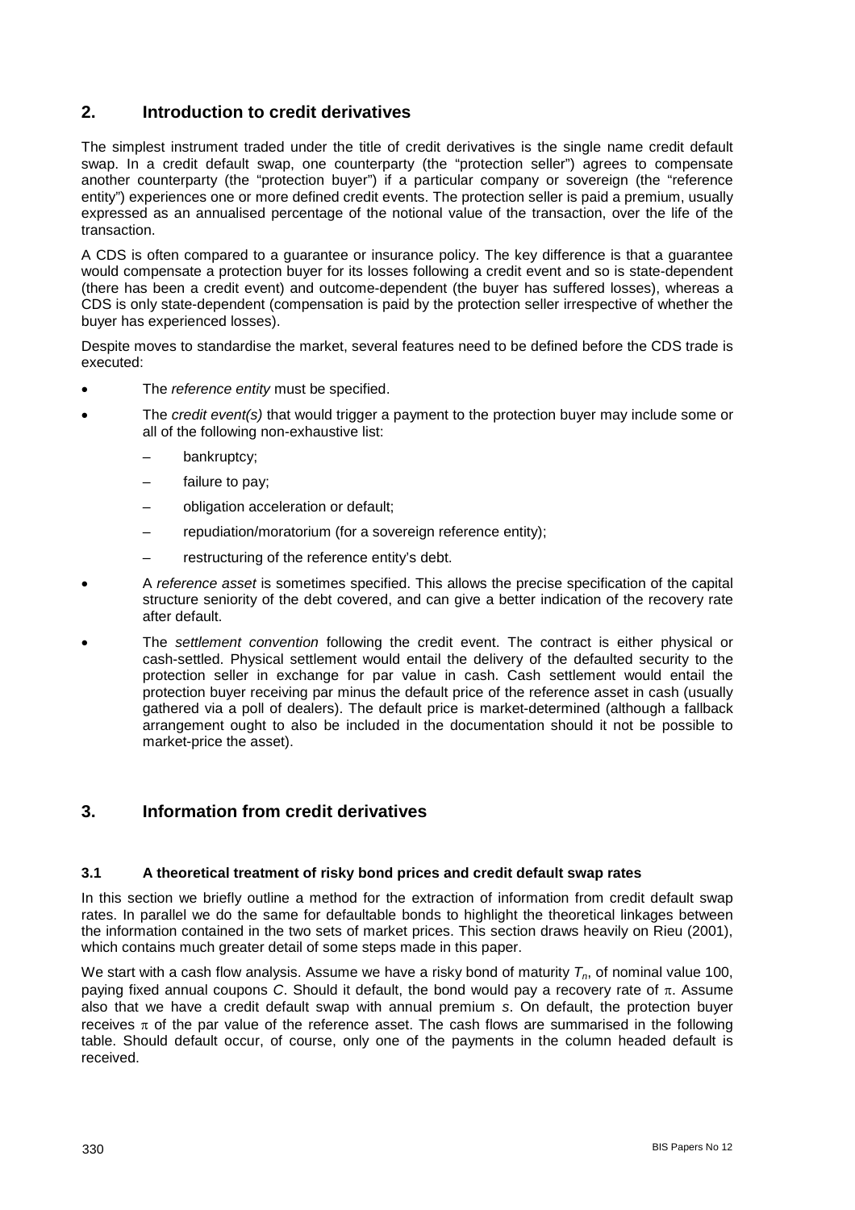## 2. Introduction to credit derivatives

The simplest instrument traded under the title of credit derivatives is the single name credit default swap. In a credit default swap, one counterparty (the "protection seller") agrees to compensate another counterparty (the "protection buyer") if a particular company or sovereign (the "reference entity") experiences one or more defined credit events. The protection seller is paid a premium, usually expressed as an annualised percentage of the notional value of the transaction, over the life of the transaction.

A CDS is often compared to a guarantee or insurance policy. The key difference is that a guarantee would compensate a protection buyer for its losses following a credit event and so is state-dependent (there has been a credit event) and outcome-dependent (the buyer has suffered losses), whereas a CDS is only state-dependent (compensation is paid by the protection seller irrespective of whether the buyer has experienced losses).

Despite moves to standardise the market, several features need to be defined before the CDS trade is executed:

- The *reference entity* must be specified.
- The *credit event(s)* that would trigger a payment to the protection buyer may include some or all of the following non-exhaustive list:
  - bankruptcy;
  - failure to pay;
  - obligation acceleration or default;
  - repudiation/moratorium (for a sovereign reference entity);
  - restructuring of the reference entity's debt.
- A *reference asset* is sometimes specified. This allows the precise specification of the capital structure seniority of the debt covered, and can give a better indication of the recovery rate after default.
- The *settlement convention* following the credit event. The contract is either physical or cash-settled. Physical settlement would entail the delivery of the defaulted security to the protection seller in exchange for par value in cash. Cash settlement would entail the protection buyer receiving par minus the default price of the reference asset in cash (usually gathered via a poll of dealers). The default price is market-determined (although a fallback arrangement ought to also be included in the documentation should it not be possible to market-price the asset).

## 3. Information from credit derivatives

### 3.1 A theoretical treatment of risky bond prices and credit default swap rates

In this section we briefly outline a method for the extraction of information from credit default swap rates. In parallel we do the same for defaultable bonds to highlight the theoretical linkages between the information contained in the two sets of market prices. This section draws heavily on Rieu (2001), which contains much greater detail of some steps made in this paper.

We start with a cash flow analysis. Assume we have a risky bond of maturity $T_n$, of nominal value 100, paying fixed annual coupons $C$. Should it default, the bond would pay a recovery rate of $\pi$. Assume also that we have a credit default swap with annual premium $s$. On default, the protection buyer receives $\pi$ of the par value of the reference asset. The cash flows are summarised in the following table. Should default occur, of course, only one of the payments in the column headed default is received.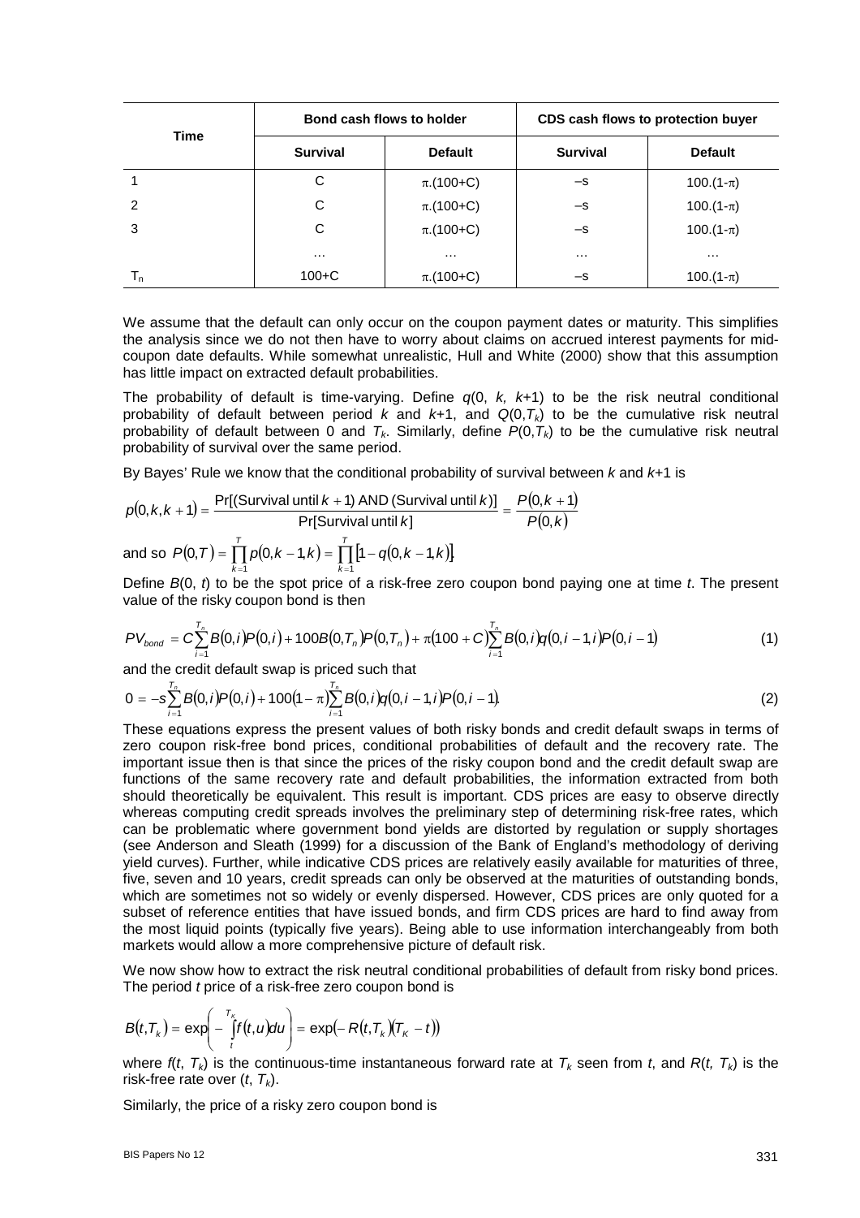| Time | Bond cash flows to holder | | CDS cash flows to protection buyer | |
|---|---|---|---|---|
| | Survival | Default | Survival | Default |
| 1 | C | $\pi.(100+C)$ | –s | $100.(1-\pi)$ |
| 2 | C | $\pi.(100+C)$ | –s | $100.(1-\pi)$ |
| 3 | C | $\pi.(100+C)$ | –s | $100.(1-\pi)$ |
| | … | … | … | … |
| $T_n$ | 100+C | $\pi.(100+C)$ | –s | $100.(1-\pi)$ |

We assume that the default can only occur on the coupon payment dates or maturity. This simplifies the analysis since we do not then have to worry about claims on accrued interest payments for mid-coupon date defaults. While somewhat unrealistic, Hull and White (2000) show that this assumption has little impact on extracted default probabilities.

The probability of default is time-varying. Define $q(0, k, k+1)$ to be the risk neutral conditional probability of default between period $k$ and $k+1$, and $Q(0,T_k)$ to be the cumulative risk neutral probability of default between 0 and $T_k$. Similarly, define $P(0,T_k)$ to be the cumulative risk neutral probability of survival over the same period.

By Bayes' Rule we know that the conditional probability of survival between $k$ and $k+1$ is

$$p(0,k,k+1) = \frac{\Pr[(\text{Survival until } k+1) \text{ AND } (\text{Survival until } k)]}{\Pr[\text{Survival until } k]} = \frac{P(0,k+1)}{P(0,k)}$$

and so $P(0,T) = \prod_{k=1}^{T} p(0,k-1,k) = \prod_{k=1}^{T} [1-q(0,k-1,k)]$.

Define $B(0, t)$ to be the spot price of a risk-free zero coupon bond paying one at time $t$. The present value of the risky coupon bond is then

$$PV_{bond} = C\sum_{i=1}^{T_n} B(0,i)P(0,i) + 100B(0,T_n)P(0,T_n) + \pi(100+C)\sum_{i=1}^{T_n} B(0,i)q(0,i-1,i)P(0,i-1) \tag{1}$$

and the credit default swap is priced such that

$$0 = -s\sum_{i=1}^{T_n} B(0,i)P(0,i) + 100(1-\pi)\sum_{i=1}^{T_n} B(0,i)q(0,i-1,i)P(0,i-1). \tag{2}$$

These equations express the present values of both risky bonds and credit default swaps in terms of zero coupon risk-free bond prices, conditional probabilities of default and the recovery rate. The important issue then is that since the prices of the risky coupon bond and the credit default swap are functions of the same recovery rate and default probabilities, the information extracted from both should theoretically be equivalent. This result is important. CDS prices are easy to observe directly whereas computing credit spreads involves the preliminary step of determining risk-free rates, which can be problematic where government bond yields are distorted by regulation or supply shortages (see Anderson and Sleath (1999) for a discussion of the Bank of England's methodology of deriving yield curves). Further, while indicative CDS prices are relatively easily available for maturities of three, five, seven and 10 years, credit spreads can only be observed at the maturities of outstanding bonds, which are sometimes not so widely or evenly dispersed. However, CDS prices are only quoted for a subset of reference entities that have issued bonds, and firm CDS prices are hard to find away from the most liquid points (typically five years). Being able to use information interchangeably from both markets would allow a more comprehensive picture of default risk.

We now show how to extract the risk neutral conditional probabilities of default from risky bond prices. The period $t$ price of a risk-free zero coupon bond is

$$B(t,T_k) = \exp\left(-\int_t^{T_K} f(t,u)du\right) = \exp(-R(t,T_k)(T_K - t))$$

where $f(t, T_k)$ is the continuous-time instantaneous forward rate at $T_k$ seen from $t$, and $R(t, T_k)$ is the risk-free rate over $(t, T_k)$.

Similarly, the price of a risky zero coupon bond is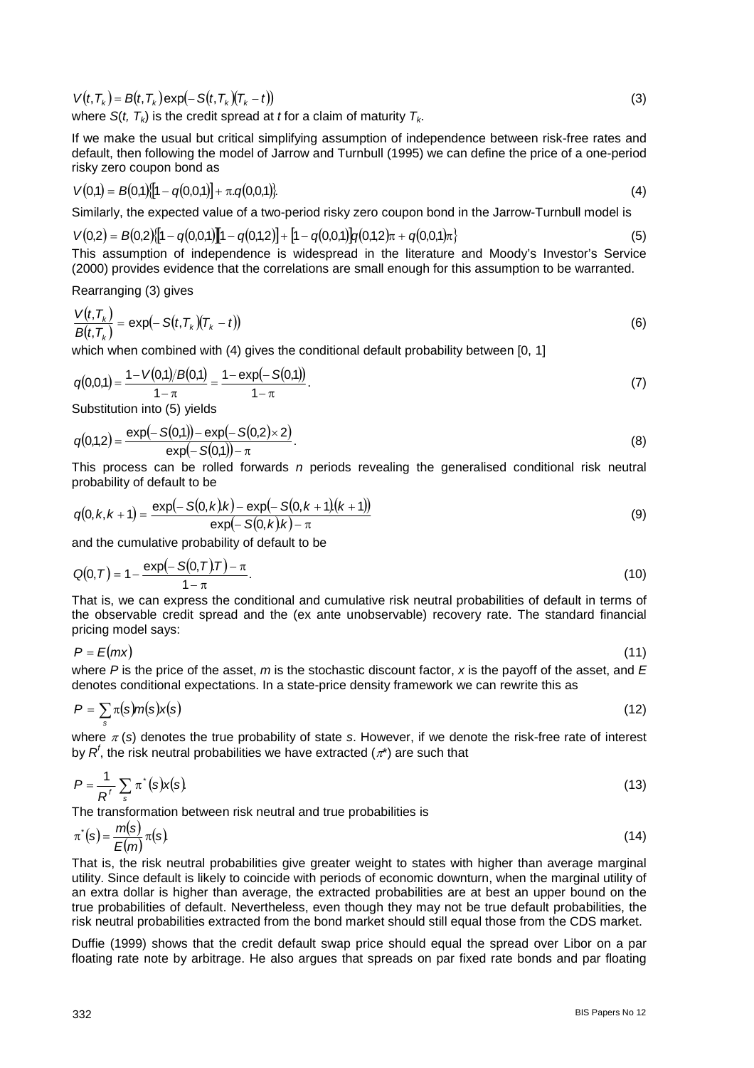$$V(t,T_k) = B(t,T_k)\exp(-S(t,T_k)(T_k - t)) \tag{3}$$

where $S(t, T_k)$ is the credit spread at $t$ for a claim of maturity $T_k$.

If we make the usual but critical simplifying assumption of independence between risk-free rates and default, then following the model of Jarrow and Turnbull (1995) we can define the price of a one-period risky zero coupon bond as

$$V(0,1) = B(0,1)\{[1 - q(0,0,1)] + \pi . q(0,0,1)\}. \tag{4}$$

Similarly, the expected value of a two-period risky zero coupon bond in the Jarrow-Turnbull model is

$$V(0,2) = B(0,2)\{[1 - q(0,0,1)][1 - q(0,1,2)] + [1 - q(0,0,1)]q(0,1,2)\pi + q(0,0,1)\pi\} \tag{5}$$

This assumption of independence is widespread in the literature and Moody's Investor's Service (2000) provides evidence that the correlations are small enough for this assumption to be warranted.

Rearranging (3) gives

$$\frac{V(t,T_k)}{B(t,T_k)} = \exp(-S(t,T_k)(T_k - t)) \tag{6}$$

which when combined with (4) gives the conditional default probability between [0, 1]

$$q(0,0,1) = \frac{1 - V(0,1)/B(0,1)}{1 - \pi} = \frac{1 - \exp(-S(0,1))}{1 - \pi}. \tag{7}$$

Substitution into (5) yields

$$q(0,1,2) = \frac{\exp(-S(0,1)) - \exp(-S(0,2) \times 2)}{\exp(-S(0,1)) - \pi}. \tag{8}$$

This process can be rolled forwards $n$ periods revealing the generalised conditional risk neutral probability of default to be

$$q(0,k,k+1) = \frac{\exp(-S(0,k).k) - \exp(-S(0,k+1).(k+1))}{\exp(-S(0,k).k) - \pi} \tag{9}$$

and the cumulative probability of default to be

$$Q(0,T) = 1 - \frac{\exp(-S(0,T).T) - \pi}{1 - \pi}. \tag{10}$$

That is, we can express the conditional and cumulative risk neutral probabilities of default in terms of the observable credit spread and the (ex ante unobservable) recovery rate. The standard financial pricing model says:

$$P = E(mx) \tag{11}$$

where $P$ is the price of the asset, $m$ is the stochastic discount factor, $x$ is the payoff of the asset, and $E$ denotes conditional expectations. In a state-price density framework we can rewrite this as

$$P = \sum_s \pi(s)m(s)x(s) \tag{12}$$

where $\pi(s)$ denotes the true probability of state $s$. However, if we denote the risk-free rate of interest by $R^f$, the risk neutral probabilities we have extracted ($\pi^*$) are such that

$$P = \frac{1}{R^f} \sum_s \pi^*(s)x(s). \tag{13}$$

The transformation between risk neutral and true probabilities is

$$\pi^*(s) = \frac{m(s)}{E(m)}\pi(s). \tag{14}$$

That is, the risk neutral probabilities give greater weight to states with higher than average marginal utility. Since default is likely to coincide with periods of economic downturn, when the marginal utility of an extra dollar is higher than average, the extracted probabilities are at best an upper bound on the true probabilities of default. Nevertheless, even though they may not be true default probabilities, the risk neutral probabilities extracted from the bond market should still equal those from the CDS market.

Duffie (1999) shows that the credit default swap price should equal the spread over Libor on a par floating rate note by arbitrage. He also argues that spreads on par fixed rate bonds and par floating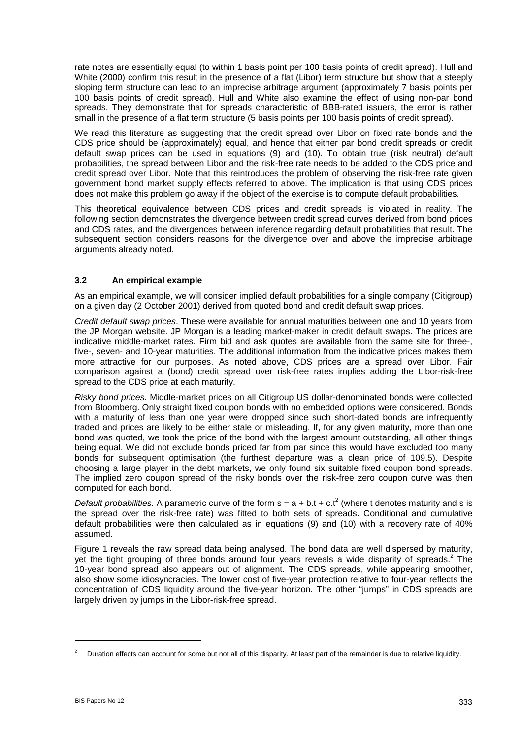rate notes are essentially equal (to within 1 basis point per 100 basis points of credit spread). Hull and White (2000) confirm this result in the presence of a flat (Libor) term structure but show that a steeply sloping term structure can lead to an imprecise arbitrage argument (approximately 7 basis points per 100 basis points of credit spread). Hull and White also examine the effect of using non-par bond spreads. They demonstrate that for spreads characteristic of BBB-rated issuers, the error is rather small in the presence of a flat term structure (5 basis points per 100 basis points of credit spread).

We read this literature as suggesting that the credit spread over Libor on fixed rate bonds and the CDS price should be (approximately) equal, and hence that either par bond credit spreads or credit default swap prices can be used in equations (9) and (10). To obtain true (risk neutral) default probabilities, the spread between Libor and the risk-free rate needs to be added to the CDS price and credit spread over Libor. Note that this reintroduces the problem of observing the risk-free rate given government bond market supply effects referred to above. The implication is that using CDS prices does not make this problem go away if the object of the exercise is to compute default probabilities.

This theoretical equivalence between CDS prices and credit spreads is violated in reality. The following section demonstrates the divergence between credit spread curves derived from bond prices and CDS rates, and the divergences between inference regarding default probabilities that result. The subsequent section considers reasons for the divergence over and above the imprecise arbitrage arguments already noted.

### 3.2 An empirical example

As an empirical example, we will consider implied default probabilities for a single company (Citigroup) on a given day (2 October 2001) derived from quoted bond and credit default swap prices.

*Credit default swap prices*. These were available for annual maturities between one and 10 years from the JP Morgan website. JP Morgan is a leading market-maker in credit default swaps. The prices are indicative middle-market rates. Firm bid and ask quotes are available from the same site for three-, five-, seven- and 10-year maturities. The additional information from the indicative prices makes them more attractive for our purposes. As noted above, CDS prices are a spread over Libor. Fair comparison against a (bond) credit spread over risk-free rates implies adding the Libor-risk-free spread to the CDS price at each maturity.

*Risky bond prices.* Middle-market prices on all Citigroup US dollar-denominated bonds were collected from Bloomberg. Only straight fixed coupon bonds with no embedded options were considered. Bonds with a maturity of less than one year were dropped since such short-dated bonds are infrequently traded and prices are likely to be either stale or misleading. If, for any given maturity, more than one bond was quoted, we took the price of the bond with the largest amount outstanding, all other things being equal. We did not exclude bonds priced far from par since this would have excluded too many bonds for subsequent optimisation (the furthest departure was a clean price of 109.5). Despite choosing a large player in the debt markets, we only found six suitable fixed coupon bond spreads. The implied zero coupon spread of the risky bonds over the risk-free zero coupon curve was then computed for each bond.

*Default probabilities.* A parametric curve of the form $s = a + b.t + c.t^2$ (where t denotes maturity and s is the spread over the risk-free rate) was fitted to both sets of spreads. Conditional and cumulative default probabilities were then calculated as in equations (9) and (10) with a recovery rate of 40% assumed.

Figure 1 reveals the raw spread data being analysed. The bond data are well dispersed by maturity, yet the tight grouping of three bonds around four years reveals a wide disparity of spreads.[2] The 10-year bond spread also appears out of alignment. The CDS spreads, while appearing smoother, also show some idiosyncracies. The lower cost of five-year protection relative to four-year reflects the concentration of CDS liquidity around the five-year horizon. The other "jumps" in CDS spreads are largely driven by jumps in the Libor-risk-free spread.

---

[2] Duration effects can account for some but not all of this disparity. At least part of the remainder is due to relative liquidity.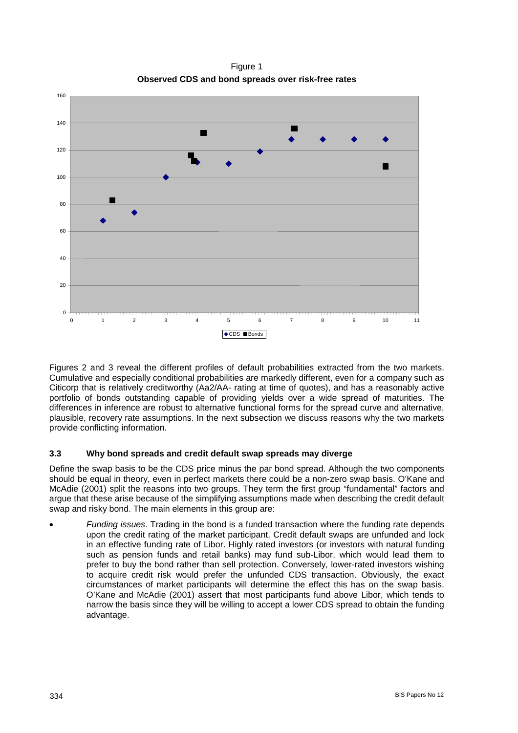Figure 1
**Observed CDS and bond spreads over risk-free rates**

Figures 2 and 3 reveal the different profiles of default probabilities extracted from the two markets. Cumulative and especially conditional probabilities are markedly different, even for a company such as Citicorp that is relatively creditworthy (Aa2/AA- rating at time of quotes), and has a reasonably active portfolio of bonds outstanding capable of providing yields over a wide spread of maturities. The differences in inference are robust to alternative functional forms for the spread curve and alternative, plausible, recovery rate assumptions. In the next subsection we discuss reasons why the two markets provide conflicting information.

### 3.3 Why bond spreads and credit default swap spreads may diverge

Define the swap basis to be the CDS price minus the par bond spread. Although the two components should be equal in theory, even in perfect markets there could be a non-zero swap basis. O'Kane and McAdie (2001) split the reasons into two groups. They term the first group "fundamental" factors and argue that these arise because of the simplifying assumptions made when describing the credit default swap and risky bond. The main elements in this group are:

- *Funding issues*. Trading in the bond is a funded transaction where the funding rate depends upon the credit rating of the market participant. Credit default swaps are unfunded and lock in an effective funding rate of Libor. Highly rated investors (or investors with natural funding such as pension funds and retail banks) may fund sub-Libor, which would lead them to prefer to buy the bond rather than sell protection. Conversely, lower-rated investors wishing to acquire credit risk would prefer the unfunded CDS transaction. Obviously, the exact circumstances of market participants will determine the effect this has on the swap basis. O'Kane and McAdie (2001) assert that most participants fund above Libor, which tends to narrow the basis since they will be willing to accept a lower CDS spread to obtain the funding advantage.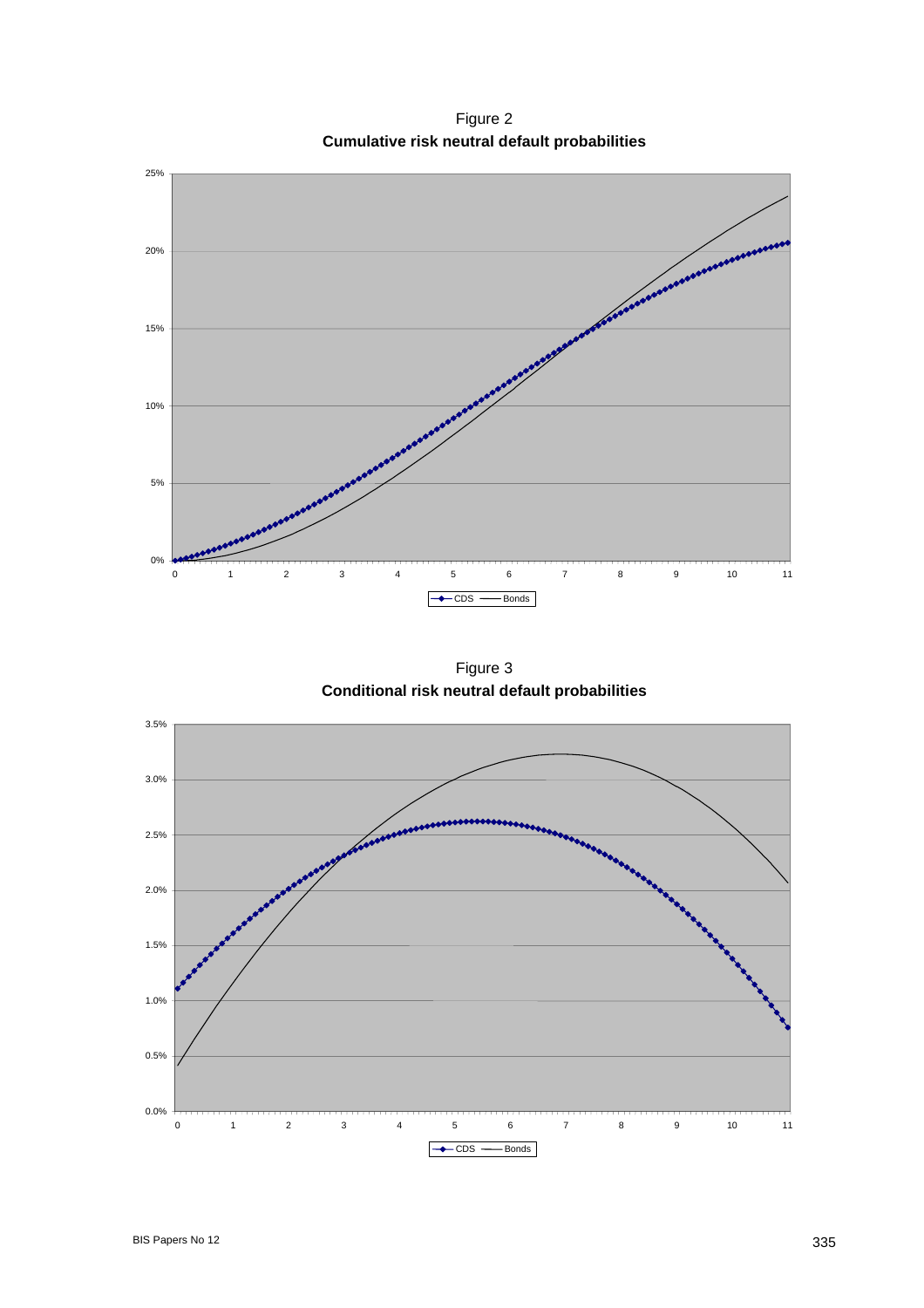Figure 2
**Cumulative risk neutral default probabilities**

Figure 3
**Conditional risk neutral default probabilities**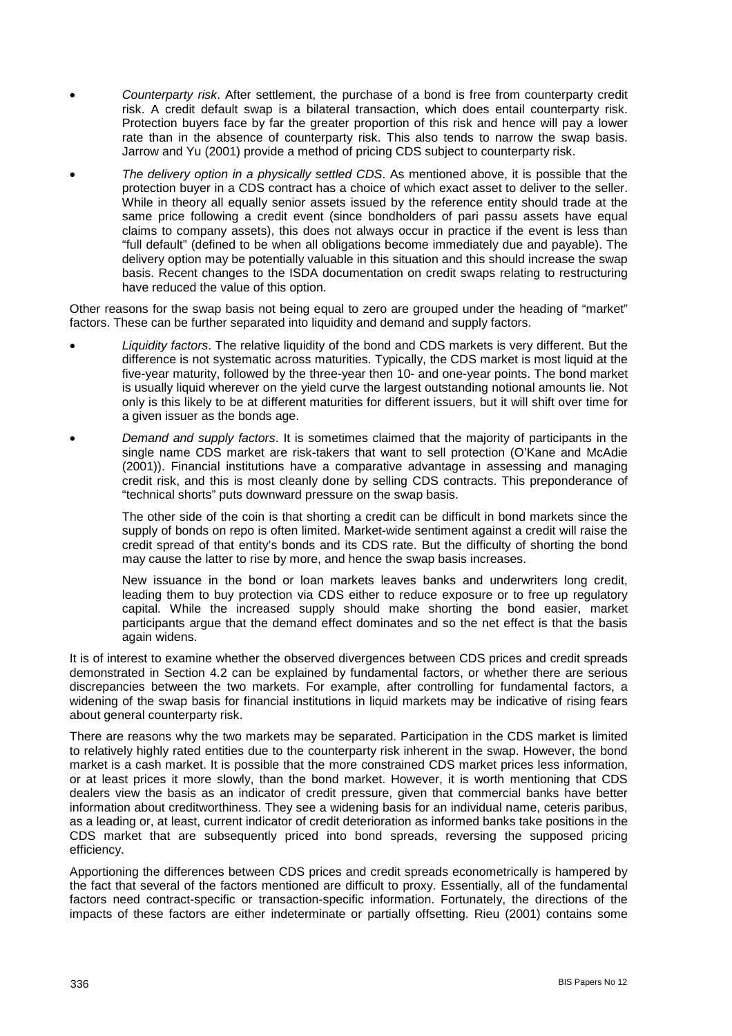- *Counterparty risk*. After settlement, the purchase of a bond is free from counterparty credit risk. A credit default swap is a bilateral transaction, which does entail counterparty risk. Protection buyers face by far the greater proportion of this risk and hence will pay a lower rate than in the absence of counterparty risk. This also tends to narrow the swap basis. Jarrow and Yu (2001) provide a method of pricing CDS subject to counterparty risk.

- *The delivery option in a physically settled CDS*. As mentioned above, it is possible that the protection buyer in a CDS contract has a choice of which exact asset to deliver to the seller. While in theory all equally senior assets issued by the reference entity should trade at the same price following a credit event (since bondholders of pari passu assets have equal claims to company assets), this does not always occur in practice if the event is less than "full default" (defined to be when all obligations become immediately due and payable). The delivery option may be potentially valuable in this situation and this should increase the swap basis. Recent changes to the ISDA documentation on credit swaps relating to restructuring have reduced the value of this option.

Other reasons for the swap basis not being equal to zero are grouped under the heading of "market" factors. These can be further separated into liquidity and demand and supply factors.

- *Liquidity factors*. The relative liquidity of the bond and CDS markets is very different. But the difference is not systematic across maturities. Typically, the CDS market is most liquid at the five-year maturity, followed by the three-year then 10- and one-year points. The bond market is usually liquid wherever on the yield curve the largest outstanding notional amounts lie. Not only is this likely to be at different maturities for different issuers, but it will shift over time for a given issuer as the bonds age.

- *Demand and supply factors*. It is sometimes claimed that the majority of participants in the single name CDS market are risk-takers that want to sell protection (O'Kane and McAdie (2001)). Financial institutions have a comparative advantage in assessing and managing credit risk, and this is most cleanly done by selling CDS contracts. This preponderance of "technical shorts" puts downward pressure on the swap basis.

  The other side of the coin is that shorting a credit can be difficult in bond markets since the supply of bonds on repo is often limited. Market-wide sentiment against a credit will raise the credit spread of that entity's bonds and its CDS rate. But the difficulty of shorting the bond may cause the latter to rise by more, and hence the swap basis increases.

  New issuance in the bond or loan markets leaves banks and underwriters long credit, leading them to buy protection via CDS either to reduce exposure or to free up regulatory capital. While the increased supply should make shorting the bond easier, market participants argue that the demand effect dominates and so the net effect is that the basis again widens.

It is of interest to examine whether the observed divergences between CDS prices and credit spreads demonstrated in Section 4.2 can be explained by fundamental factors, or whether there are serious discrepancies between the two markets. For example, after controlling for fundamental factors, a widening of the swap basis for financial institutions in liquid markets may be indicative of rising fears about general counterparty risk.

There are reasons why the two markets may be separated. Participation in the CDS market is limited to relatively highly rated entities due to the counterparty risk inherent in the swap. However, the bond market is a cash market. It is possible that the more constrained CDS market prices less information, or at least prices it more slowly, than the bond market. However, it is worth mentioning that CDS dealers view the basis as an indicator of credit pressure, given that commercial banks have better information about creditworthiness. They see a widening basis for an individual name, ceteris paribus, as a leading or, at least, current indicator of credit deterioration as informed banks take positions in the CDS market that are subsequently priced into bond spreads, reversing the supposed pricing efficiency.

Apportioning the differences between CDS prices and credit spreads econometrically is hampered by the fact that several of the factors mentioned are difficult to proxy. Essentially, all of the fundamental factors need contract-specific or transaction-specific information. Fortunately, the directions of the impacts of these factors are either indeterminate or partially offsetting. Rieu (2001) contains some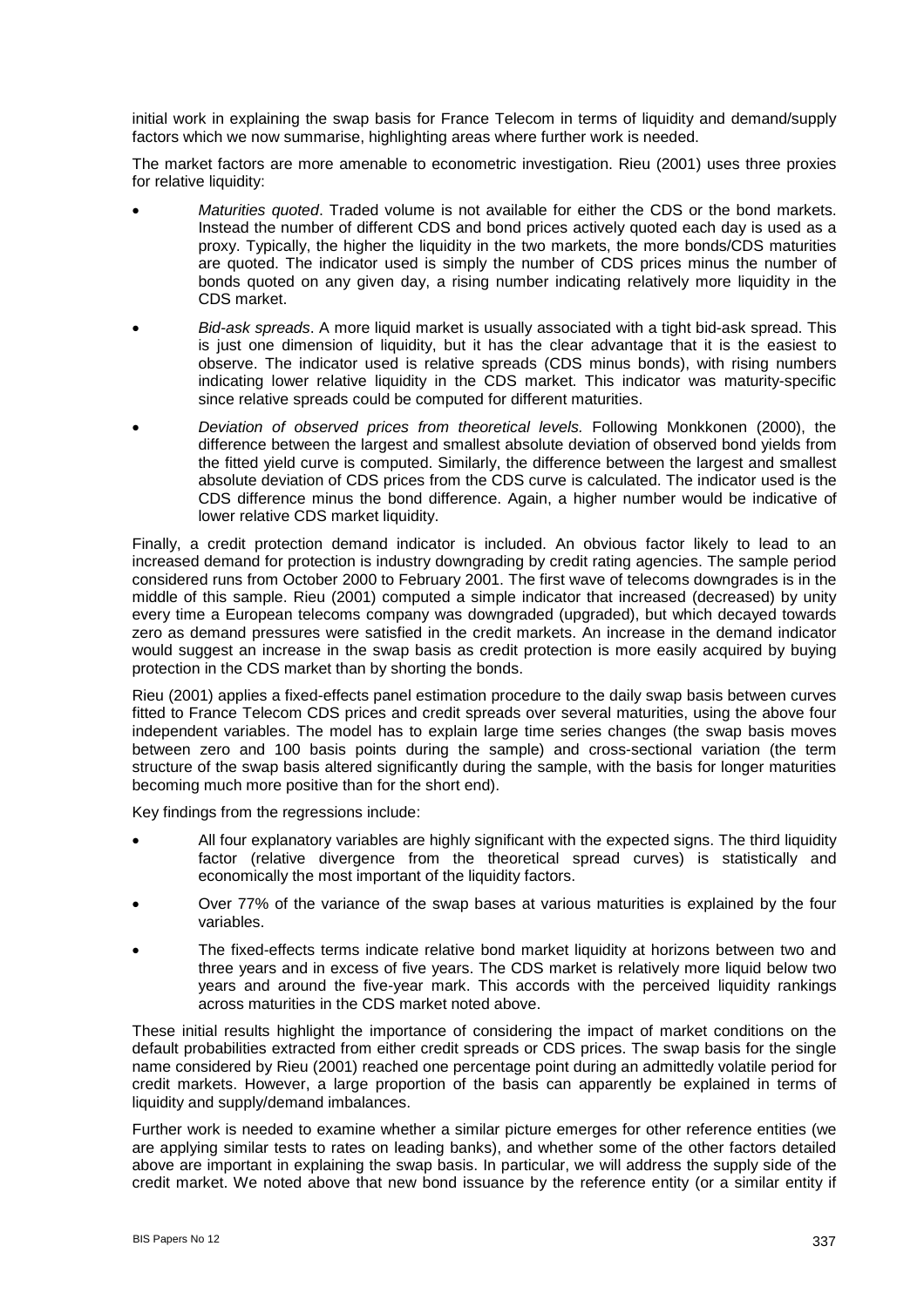initial work in explaining the swap basis for France Telecom in terms of liquidity and demand/supply factors which we now summarise, highlighting areas where further work is needed.

The market factors are more amenable to econometric investigation. Rieu (2001) uses three proxies for relative liquidity:

- *Maturities quoted*. Traded volume is not available for either the CDS or the bond markets. Instead the number of different CDS and bond prices actively quoted each day is used as a proxy. Typically, the higher the liquidity in the two markets, the more bonds/CDS maturities are quoted. The indicator used is simply the number of CDS prices minus the number of bonds quoted on any given day, a rising number indicating relatively more liquidity in the CDS market.
- *Bid-ask spreads*. A more liquid market is usually associated with a tight bid-ask spread. This is just one dimension of liquidity, but it has the clear advantage that it is the easiest to observe. The indicator used is relative spreads (CDS minus bonds), with rising numbers indicating lower relative liquidity in the CDS market. This indicator was maturity-specific since relative spreads could be computed for different maturities.
- *Deviation of observed prices from theoretical levels.* Following Monkkonen (2000), the difference between the largest and smallest absolute deviation of observed bond yields from the fitted yield curve is computed. Similarly, the difference between the largest and smallest absolute deviation of CDS prices from the CDS curve is calculated. The indicator used is the CDS difference minus the bond difference. Again, a higher number would be indicative of lower relative CDS market liquidity.

Finally, a credit protection demand indicator is included. An obvious factor likely to lead to an increased demand for protection is industry downgrading by credit rating agencies. The sample period considered runs from October 2000 to February 2001. The first wave of telecoms downgrades is in the middle of this sample. Rieu (2001) computed a simple indicator that increased (decreased) by unity every time a European telecoms company was downgraded (upgraded), but which decayed towards zero as demand pressures were satisfied in the credit markets. An increase in the demand indicator would suggest an increase in the swap basis as credit protection is more easily acquired by buying protection in the CDS market than by shorting the bonds.

Rieu (2001) applies a fixed-effects panel estimation procedure to the daily swap basis between curves fitted to France Telecom CDS prices and credit spreads over several maturities, using the above four independent variables. The model has to explain large time series changes (the swap basis moves between zero and 100 basis points during the sample) and cross-sectional variation (the term structure of the swap basis altered significantly during the sample, with the basis for longer maturities becoming much more positive than for the short end).

Key findings from the regressions include:

- All four explanatory variables are highly significant with the expected signs. The third liquidity factor (relative divergence from the theoretical spread curves) is statistically and economically the most important of the liquidity factors.
- Over 77% of the variance of the swap bases at various maturities is explained by the four variables.
- The fixed-effects terms indicate relative bond market liquidity at horizons between two and three years and in excess of five years. The CDS market is relatively more liquid below two years and around the five-year mark. This accords with the perceived liquidity rankings across maturities in the CDS market noted above.

These initial results highlight the importance of considering the impact of market conditions on the default probabilities extracted from either credit spreads or CDS prices. The swap basis for the single name considered by Rieu (2001) reached one percentage point during an admittedly volatile period for credit markets. However, a large proportion of the basis can apparently be explained in terms of liquidity and supply/demand imbalances.

Further work is needed to examine whether a similar picture emerges for other reference entities (we are applying similar tests to rates on leading banks), and whether some of the other factors detailed above are important in explaining the swap basis. In particular, we will address the supply side of the credit market. We noted above that new bond issuance by the reference entity (or a similar entity if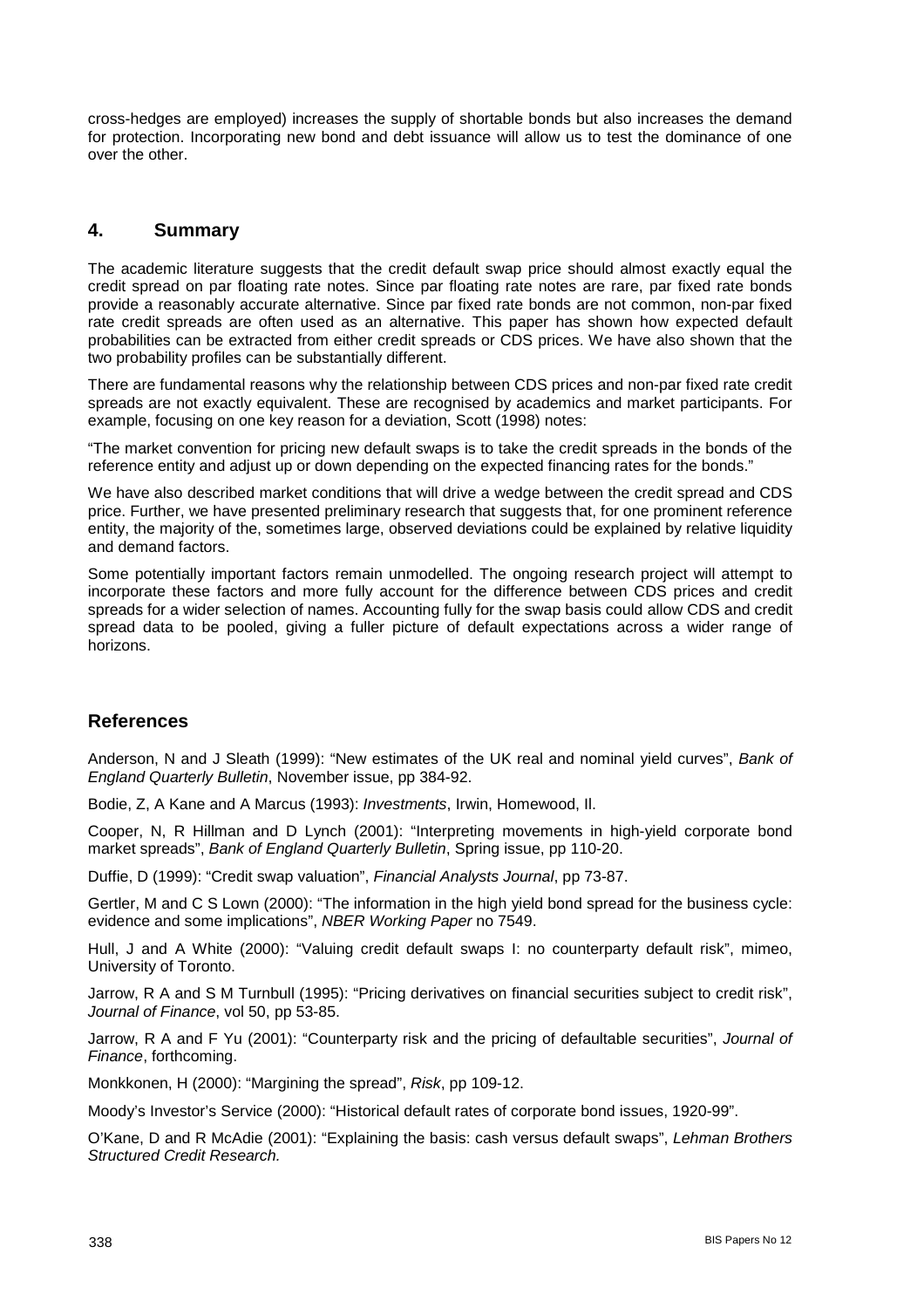cross-hedges are employed) increases the supply of shortable bonds but also increases the demand for protection. Incorporating new bond and debt issuance will allow us to test the dominance of one over the other.

## 4. Summary

The academic literature suggests that the credit default swap price should almost exactly equal the credit spread on par floating rate notes. Since par floating rate notes are rare, par fixed rate bonds provide a reasonably accurate alternative. Since par fixed rate bonds are not common, non-par fixed rate credit spreads are often used as an alternative. This paper has shown how expected default probabilities can be extracted from either credit spreads or CDS prices. We have also shown that the two probability profiles can be substantially different.

There are fundamental reasons why the relationship between CDS prices and non-par fixed rate credit spreads are not exactly equivalent. These are recognised by academics and market participants. For example, focusing on one key reason for a deviation, Scott (1998) notes:

"The market convention for pricing new default swaps is to take the credit spreads in the bonds of the reference entity and adjust up or down depending on the expected financing rates for the bonds."

We have also described market conditions that will drive a wedge between the credit spread and CDS price. Further, we have presented preliminary research that suggests that, for one prominent reference entity, the majority of the, sometimes large, observed deviations could be explained by relative liquidity and demand factors.

Some potentially important factors remain unmodelled. The ongoing research project will attempt to incorporate these factors and more fully account for the difference between CDS prices and credit spreads for a wider selection of names. Accounting fully for the swap basis could allow CDS and credit spread data to be pooled, giving a fuller picture of default expectations across a wider range of horizons.

## References

Anderson, N and J Sleath (1999): "New estimates of the UK real and nominal yield curves", *Bank of England Quarterly Bulletin*, November issue, pp 384-92.

Bodie, Z, A Kane and A Marcus (1993): *Investments*, Irwin, Homewood, Il.

Cooper, N, R Hillman and D Lynch (2001): "Interpreting movements in high-yield corporate bond market spreads", *Bank of England Quarterly Bulletin*, Spring issue, pp 110-20.

Duffie, D (1999): "Credit swap valuation", *Financial Analysts Journal*, pp 73-87.

Gertler, M and C S Lown (2000): "The information in the high yield bond spread for the business cycle: evidence and some implications", *NBER Working Paper* no 7549.

Hull, J and A White (2000): "Valuing credit default swaps I: no counterparty default risk", mimeo, University of Toronto.

Jarrow, R A and S M Turnbull (1995): "Pricing derivatives on financial securities subject to credit risk", *Journal of Finance*, vol 50, pp 53-85.

Jarrow, R A and F Yu (2001): "Counterparty risk and the pricing of defaultable securities", *Journal of Finance*, forthcoming.

Monkkonen, H (2000): "Margining the spread", *Risk*, pp 109-12.

Moody's Investor's Service (2000): "Historical default rates of corporate bond issues, 1920-99".

O'Kane, D and R McAdie (2001): "Explaining the basis: cash versus default swaps", *Lehman Brothers Structured Credit Research.*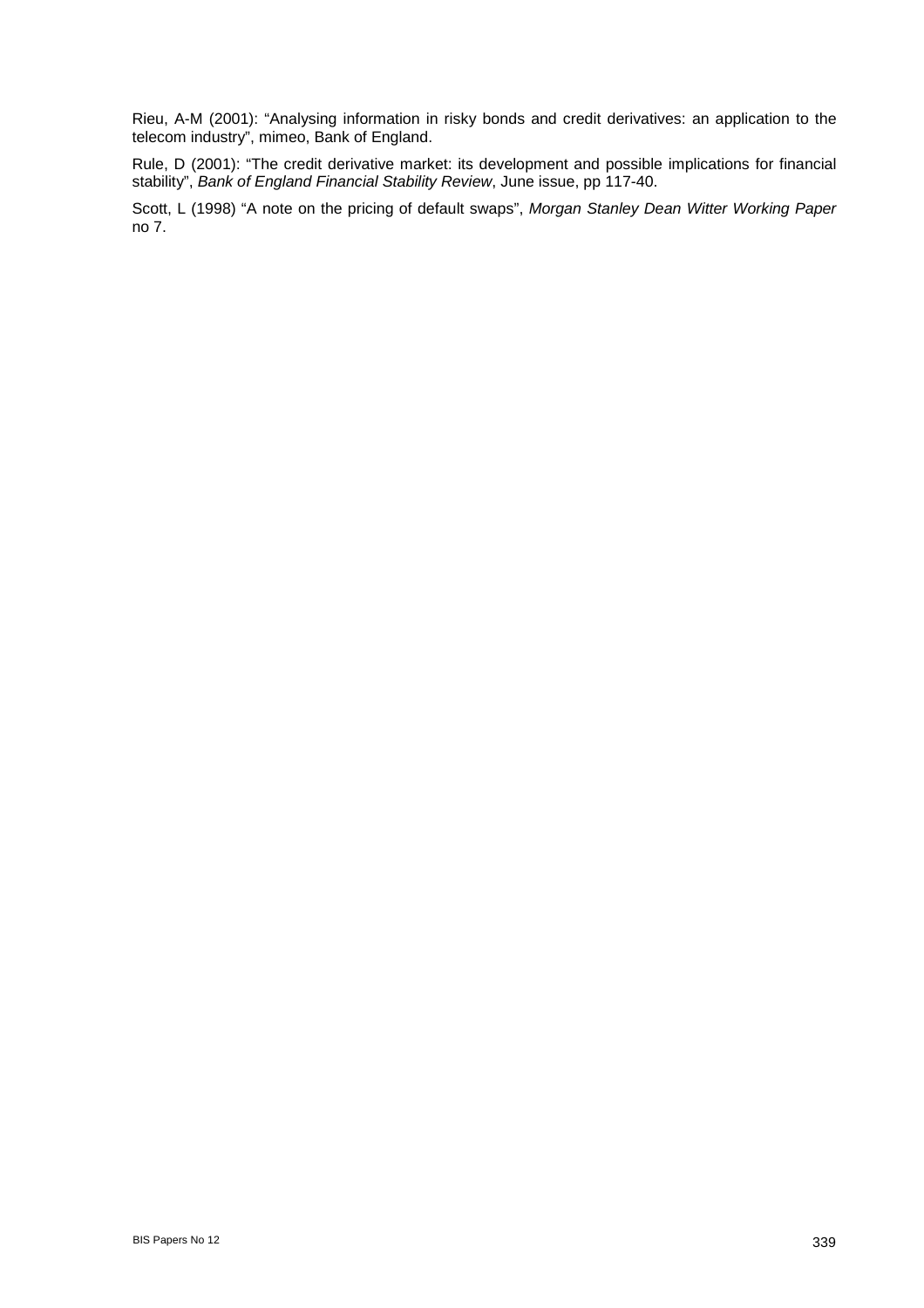Rieu, A-M (2001): "Analysing information in risky bonds and credit derivatives: an application to the telecom industry", mimeo, Bank of England.

Rule, D (2001): "The credit derivative market: its development and possible implications for financial stability", *Bank of England Financial Stability Review*, June issue, pp 117-40.

Scott, L (1998) "A note on the pricing of default swaps", *Morgan Stanley Dean Witter Working Paper* no 7.